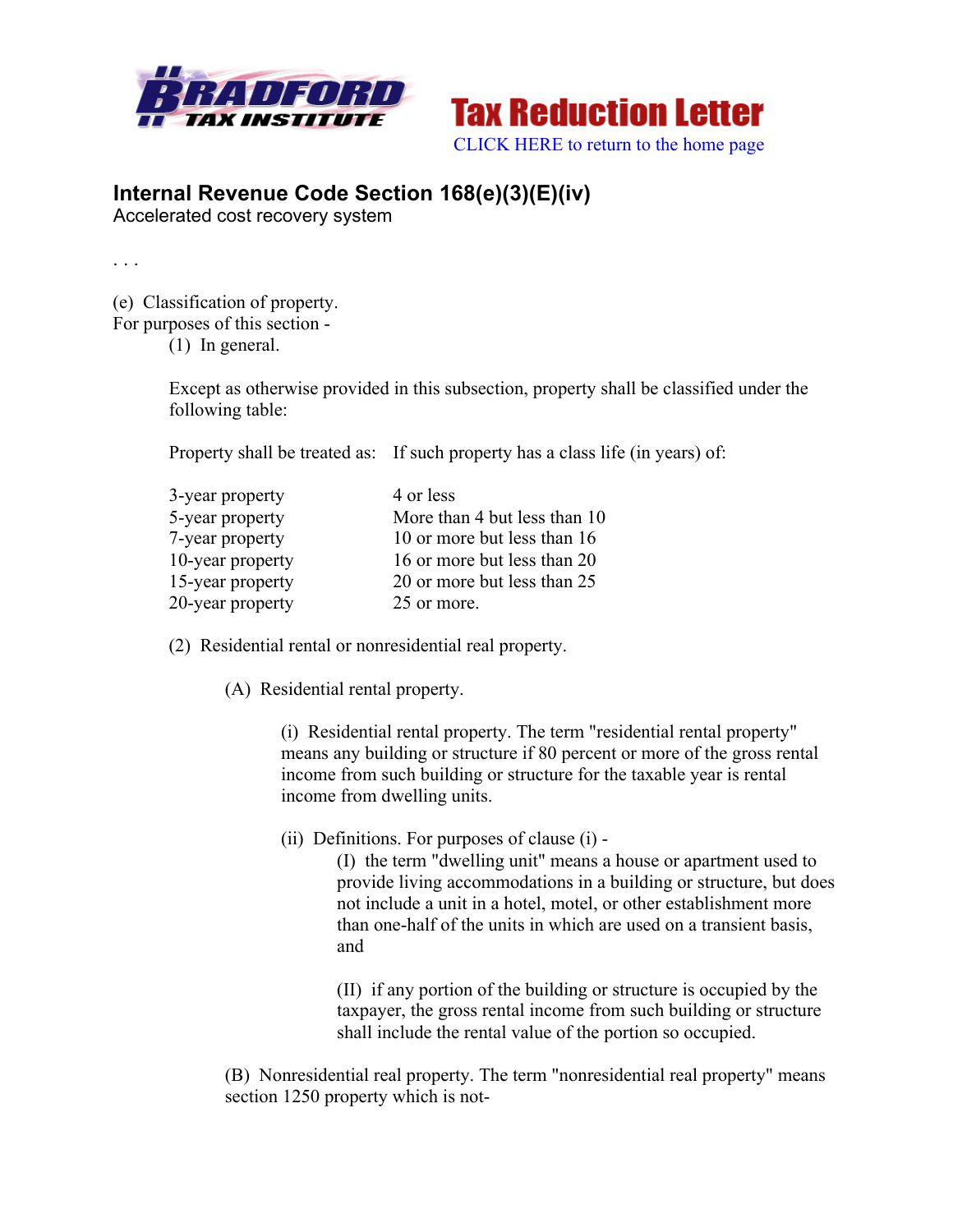Tax Reduction Letter

CLICK HERE to return to the home page

## Internal Revenue Code Section 168(e)(3)(E)(iv)

Accelerated cost recovery system

. . .

(e) Classification of property.
For purposes of this section -

(1) In general.

Except as otherwise provided in this subsection, property shall be classified under the following table:

| Property shall be treated as: | If such property has a class life (in years) of: |
|---|---|
| 3-year property | 4 or less |
| 5-year property | More than 4 but less than 10 |
| 7-year property | 10 or more but less than 16 |
| 10-year property | 16 or more but less than 20 |
| 15-year property | 20 or more but less than 25 |
| 20-year property | 25 or more. |

(2) Residential rental or nonresidential real property.

(A) Residential rental property.

(i) Residential rental property. The term "residential rental property" means any building or structure if 80 percent or more of the gross rental income from such building or structure for the taxable year is rental income from dwelling units.

(ii) Definitions. For purposes of clause (i) -

(I) the term "dwelling unit" means a house or apartment used to provide living accommodations in a building or structure, but does not include a unit in a hotel, motel, or other establishment more than one-half of the units in which are used on a transient basis, and

(II) if any portion of the building or structure is occupied by the taxpayer, the gross rental income from such building or structure shall include the rental value of the portion so occupied.

(B) Nonresidential real property. The term "nonresidential real property" means section 1250 property which is not-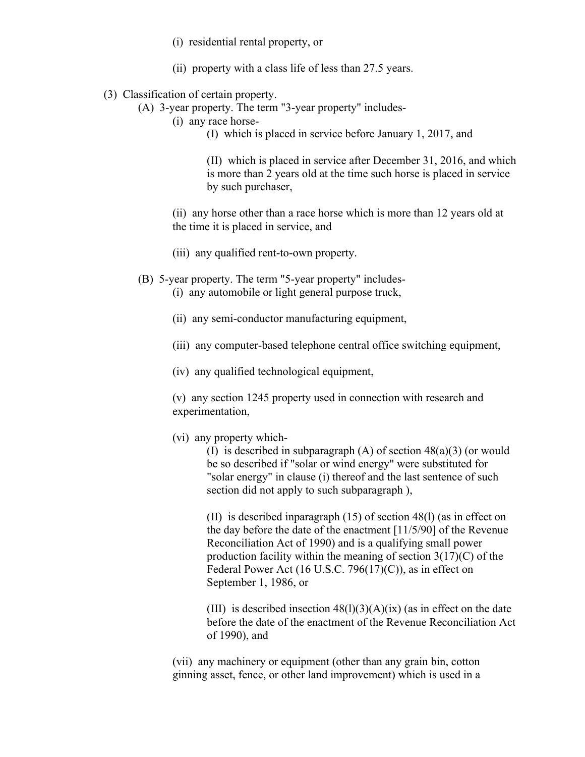(i) residential rental property, or

(ii) property with a class life of less than 27.5 years.

(3) Classification of certain property.

(A) 3-year property. The term "3-year property" includes-

(i) any race horse-

(I) which is placed in service before January 1, 2017, and

(II) which is placed in service after December 31, 2016, and which is more than 2 years old at the time such horse is placed in service by such purchaser,

(ii) any horse other than a race horse which is more than 12 years old at the time it is placed in service, and

(iii) any qualified rent-to-own property.

(B) 5-year property. The term "5-year property" includes-

(i) any automobile or light general purpose truck,

(ii) any semi-conductor manufacturing equipment,

(iii) any computer-based telephone central office switching equipment,

(iv) any qualified technological equipment,

(v) any section 1245 property used in connection with research and experimentation,

(vi) any property which-

(I) is described in subparagraph (A) of section 48(a)(3) (or would be so described if "solar or wind energy" were substituted for "solar energy" in clause (i) thereof and the last sentence of such section did not apply to such subparagraph ),

(II) is described inparagraph (15) of section 48(l) (as in effect on the day before the date of the enactment [11/5/90] of the Revenue Reconciliation Act of 1990) and is a qualifying small power production facility within the meaning of section 3(17)(C) of the Federal Power Act (16 U.S.C. 796(17)(C)), as in effect on September 1, 1986, or

(III) is described insection 48(l)(3)(A)(ix) (as in effect on the date before the date of the enactment of the Revenue Reconciliation Act of 1990), and

(vii) any machinery or equipment (other than any grain bin, cotton ginning asset, fence, or other land improvement) which is used in a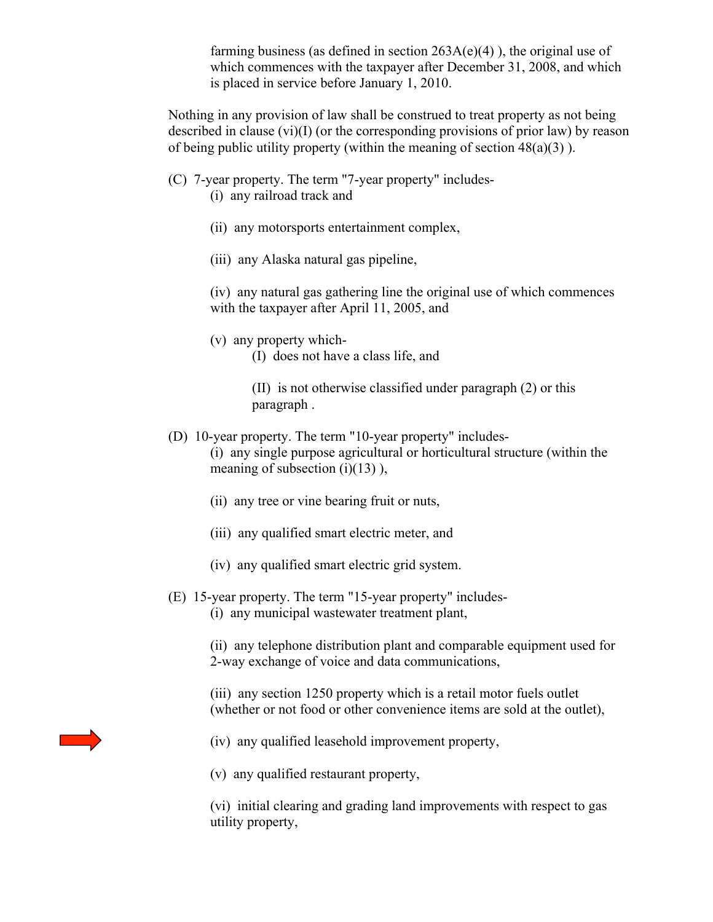farming business (as defined in section 263A(e)(4) ), the original use of which commences with the taxpayer after December 31, 2008, and which is placed in service before January 1, 2010.

Nothing in any provision of law shall be construed to treat property as not being described in clause (vi)(I) (or the corresponding provisions of prior law) by reason of being public utility property (within the meaning of section 48(a)(3) ).

(C) 7-year property. The term "7-year property" includes-

(i) any railroad track and

(ii) any motorsports entertainment complex,

(iii) any Alaska natural gas pipeline,

(iv) any natural gas gathering line the original use of which commences with the taxpayer after April 11, 2005, and

(v) any property which-

(I) does not have a class life, and

(II) is not otherwise classified under paragraph (2) or this paragraph .

(D) 10-year property. The term "10-year property" includes-

(i) any single purpose agricultural or horticultural structure (within the meaning of subsection (i)(13) ),

(ii) any tree or vine bearing fruit or nuts,

(iii) any qualified smart electric meter, and

(iv) any qualified smart electric grid system.

(E) 15-year property. The term "15-year property" includes-

(i) any municipal wastewater treatment plant,

(ii) any telephone distribution plant and comparable equipment used for 2-way exchange of voice and data communications,

(iii) any section 1250 property which is a retail motor fuels outlet (whether or not food or other convenience items are sold at the outlet),

(iv) any qualified leasehold improvement property,

(v) any qualified restaurant property,

(vi) initial clearing and grading land improvements with respect to gas utility property,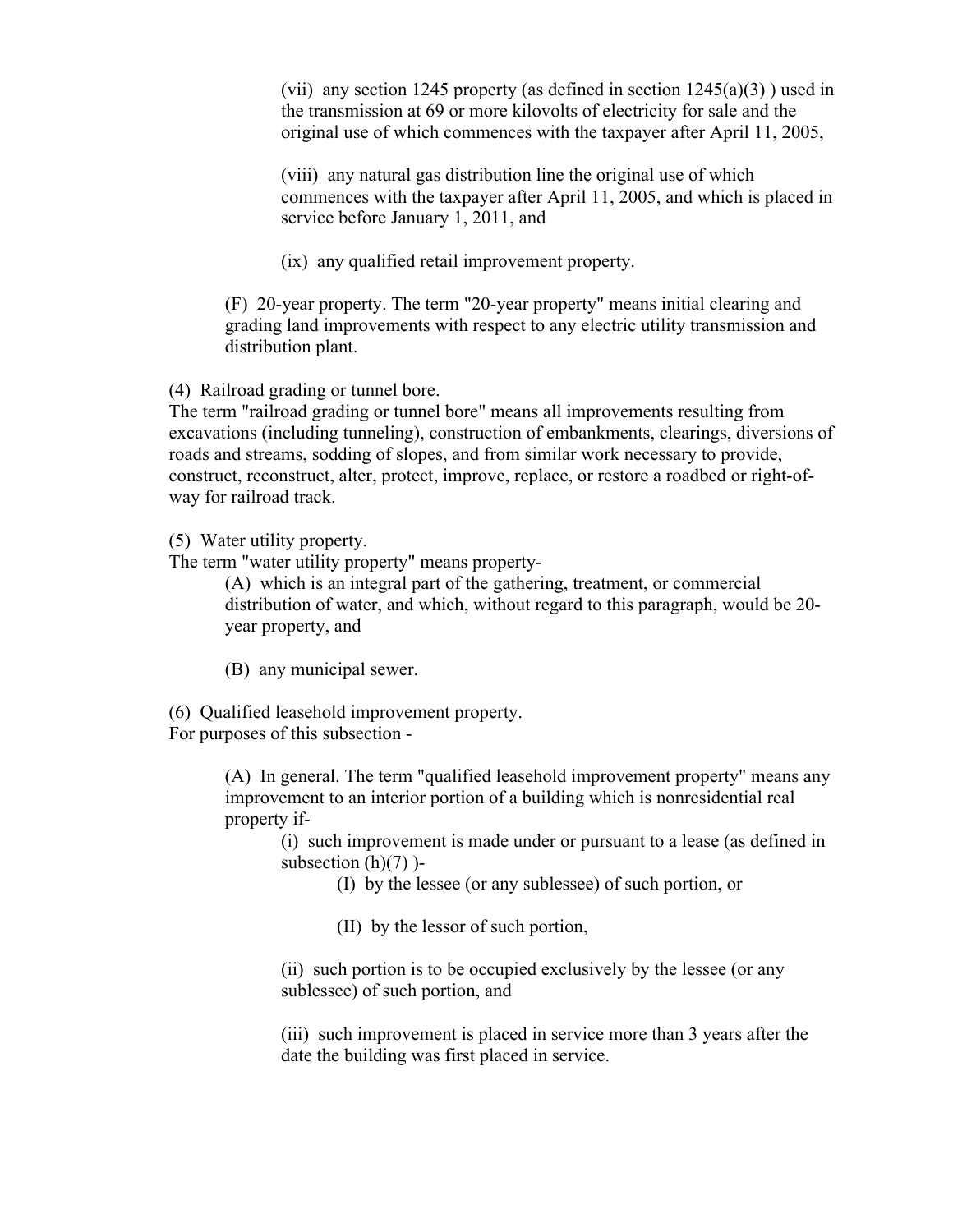(vii) any section 1245 property (as defined in section 1245(a)(3) ) used in the transmission at 69 or more kilovolts of electricity for sale and the original use of which commences with the taxpayer after April 11, 2005,

(viii) any natural gas distribution line the original use of which commences with the taxpayer after April 11, 2005, and which is placed in service before January 1, 2011, and

(ix) any qualified retail improvement property.

(F) 20-year property. The term "20-year property" means initial clearing and grading land improvements with respect to any electric utility transmission and distribution plant.

(4) Railroad grading or tunnel bore.
The term "railroad grading or tunnel bore" means all improvements resulting from excavations (including tunneling), construction of embankments, clearings, diversions of roads and streams, sodding of slopes, and from similar work necessary to provide, construct, reconstruct, alter, protect, improve, replace, or restore a roadbed or right-of-way for railroad track.

(5) Water utility property.
The term "water utility property" means property-

(A) which is an integral part of the gathering, treatment, or commercial distribution of water, and which, without regard to this paragraph, would be 20-year property, and

(B) any municipal sewer.

(6) Qualified leasehold improvement property.
For purposes of this subsection -

(A) In general. The term "qualified leasehold improvement property" means any improvement to an interior portion of a building which is nonresidential real property if-

(i) such improvement is made under or pursuant to a lease (as defined in subsection (h)(7) )-

(I) by the lessee (or any sublessee) of such portion, or

(II) by the lessor of such portion,

(ii) such portion is to be occupied exclusively by the lessee (or any sublessee) of such portion, and

(iii) such improvement is placed in service more than 3 years after the date the building was first placed in service.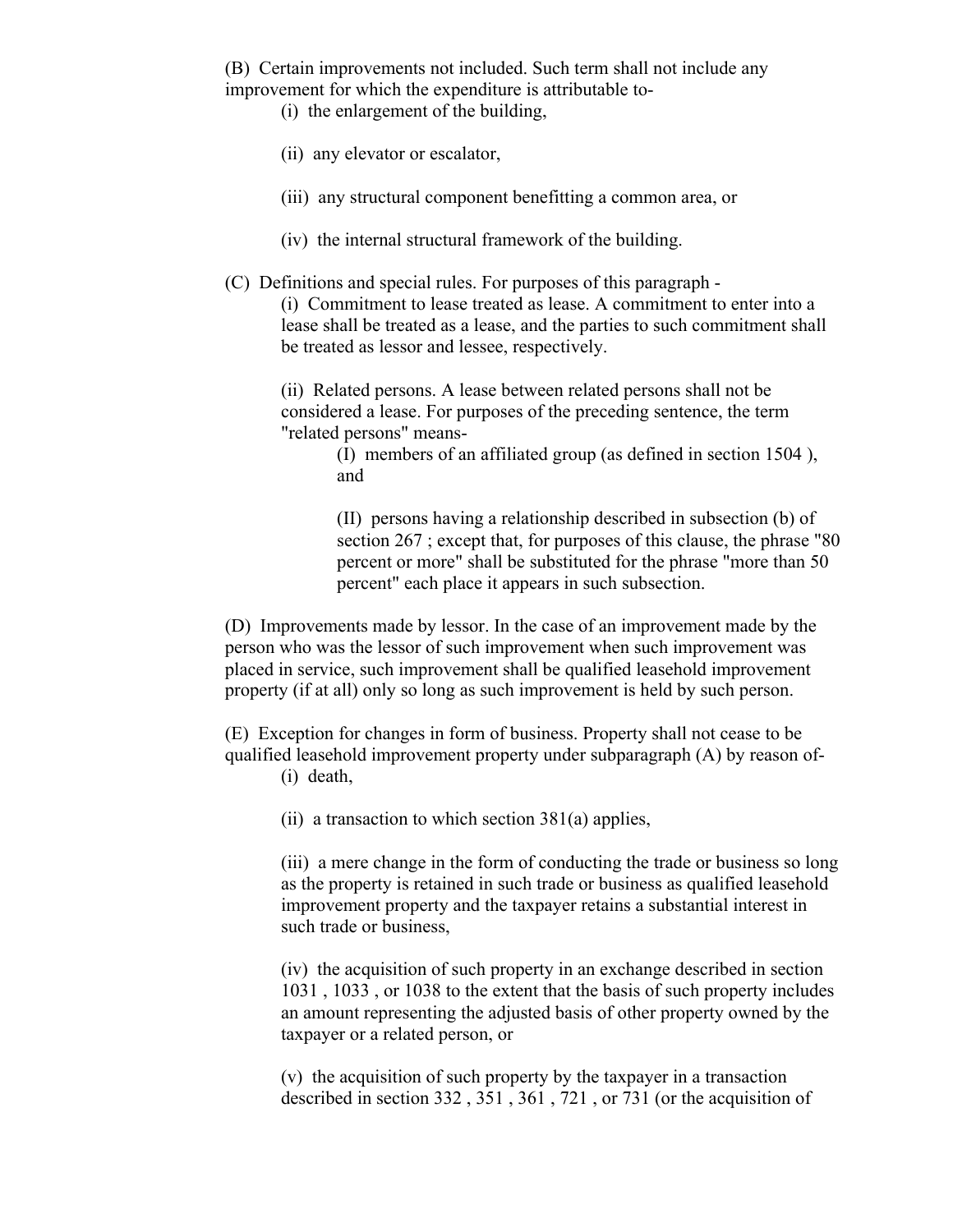(B) Certain improvements not included. Such term shall not include any improvement for which the expenditure is attributable to-

(i) the enlargement of the building,

(ii) any elevator or escalator,

(iii) any structural component benefitting a common area, or

(iv) the internal structural framework of the building.

(C) Definitions and special rules. For purposes of this paragraph -

(i) Commitment to lease treated as lease. A commitment to enter into a lease shall be treated as a lease, and the parties to such commitment shall be treated as lessor and lessee, respectively.

(ii) Related persons. A lease between related persons shall not be considered a lease. For purposes of the preceding sentence, the term "related persons" means-

(I) members of an affiliated group (as defined in section 1504 ), and

(II) persons having a relationship described in subsection (b) of section 267 ; except that, for purposes of this clause, the phrase "80 percent or more" shall be substituted for the phrase "more than 50 percent" each place it appears in such subsection.

(D) Improvements made by lessor. In the case of an improvement made by the person who was the lessor of such improvement when such improvement was placed in service, such improvement shall be qualified leasehold improvement property (if at all) only so long as such improvement is held by such person.

(E) Exception for changes in form of business. Property shall not cease to be qualified leasehold improvement property under subparagraph (A) by reason of-

(i) death,

(ii) a transaction to which section 381(a) applies,

(iii) a mere change in the form of conducting the trade or business so long as the property is retained in such trade or business as qualified leasehold improvement property and the taxpayer retains a substantial interest in such trade or business,

(iv) the acquisition of such property in an exchange described in section 1031 , 1033 , or 1038 to the extent that the basis of such property includes an amount representing the adjusted basis of other property owned by the taxpayer or a related person, or

(v) the acquisition of such property by the taxpayer in a transaction described in section 332 , 351 , 361 , 721 , or 731 (or the acquisition of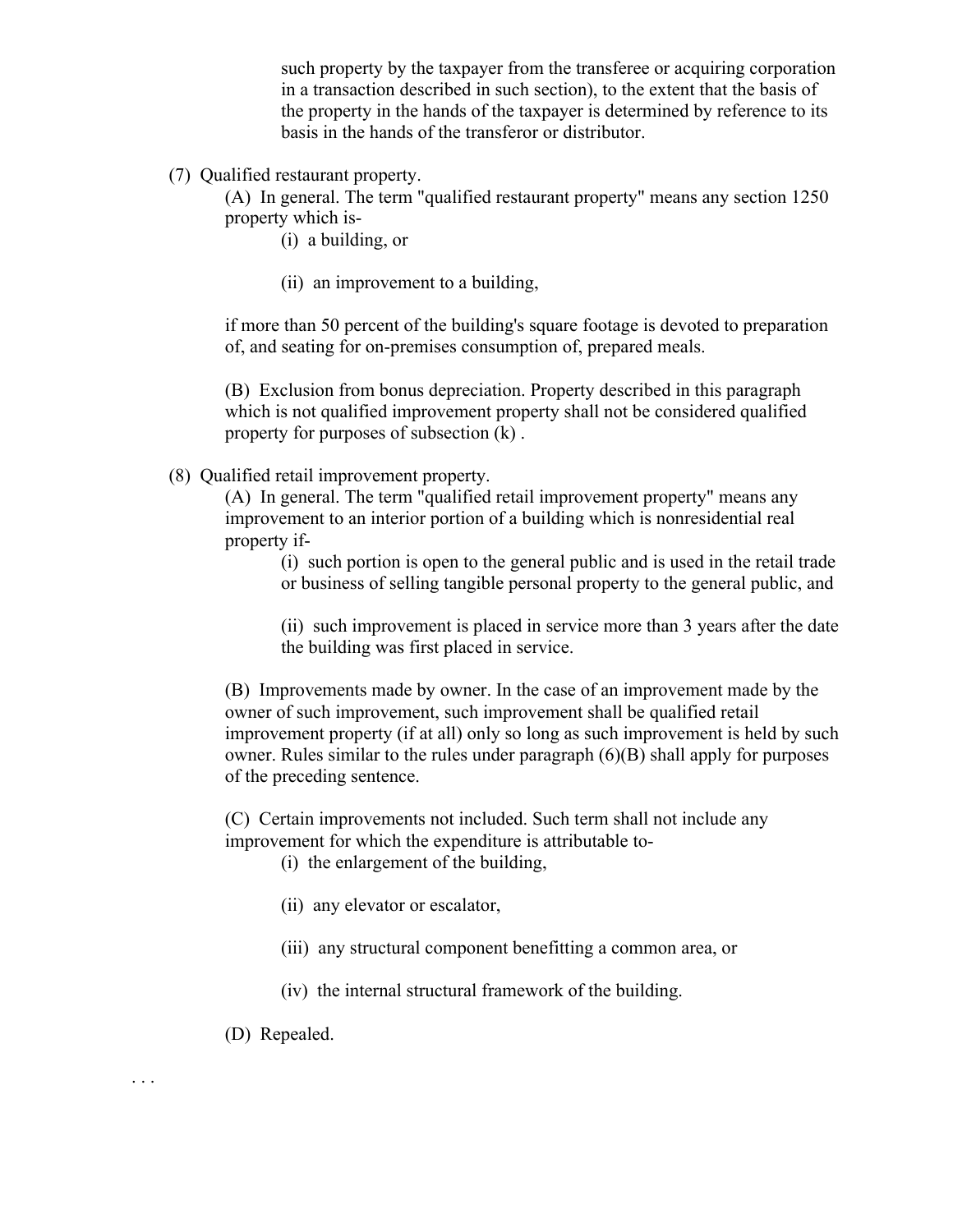such property by the taxpayer from the transferee or acquiring corporation in a transaction described in such section), to the extent that the basis of the property in the hands of the taxpayer is determined by reference to its basis in the hands of the transferor or distributor.

(7) Qualified restaurant property.

(A) In general. The term "qualified restaurant property" means any section 1250 property which is-

(i) a building, or

(ii) an improvement to a building,

if more than 50 percent of the building's square footage is devoted to preparation of, and seating for on-premises consumption of, prepared meals.

(B) Exclusion from bonus depreciation. Property described in this paragraph which is not qualified improvement property shall not be considered qualified property for purposes of subsection (k) .

(8) Qualified retail improvement property.

(A) In general. The term "qualified retail improvement property" means any improvement to an interior portion of a building which is nonresidential real property if-

(i) such portion is open to the general public and is used in the retail trade or business of selling tangible personal property to the general public, and

(ii) such improvement is placed in service more than 3 years after the date the building was first placed in service.

(B) Improvements made by owner. In the case of an improvement made by the owner of such improvement, such improvement shall be qualified retail improvement property (if at all) only so long as such improvement is held by such owner. Rules similar to the rules under paragraph (6)(B) shall apply for purposes of the preceding sentence.

(C) Certain improvements not included. Such term shall not include any improvement for which the expenditure is attributable to-

(i) the enlargement of the building,

(ii) any elevator or escalator,

(iii) any structural component benefitting a common area, or

(iv) the internal structural framework of the building.

(D) Repealed.

. . .